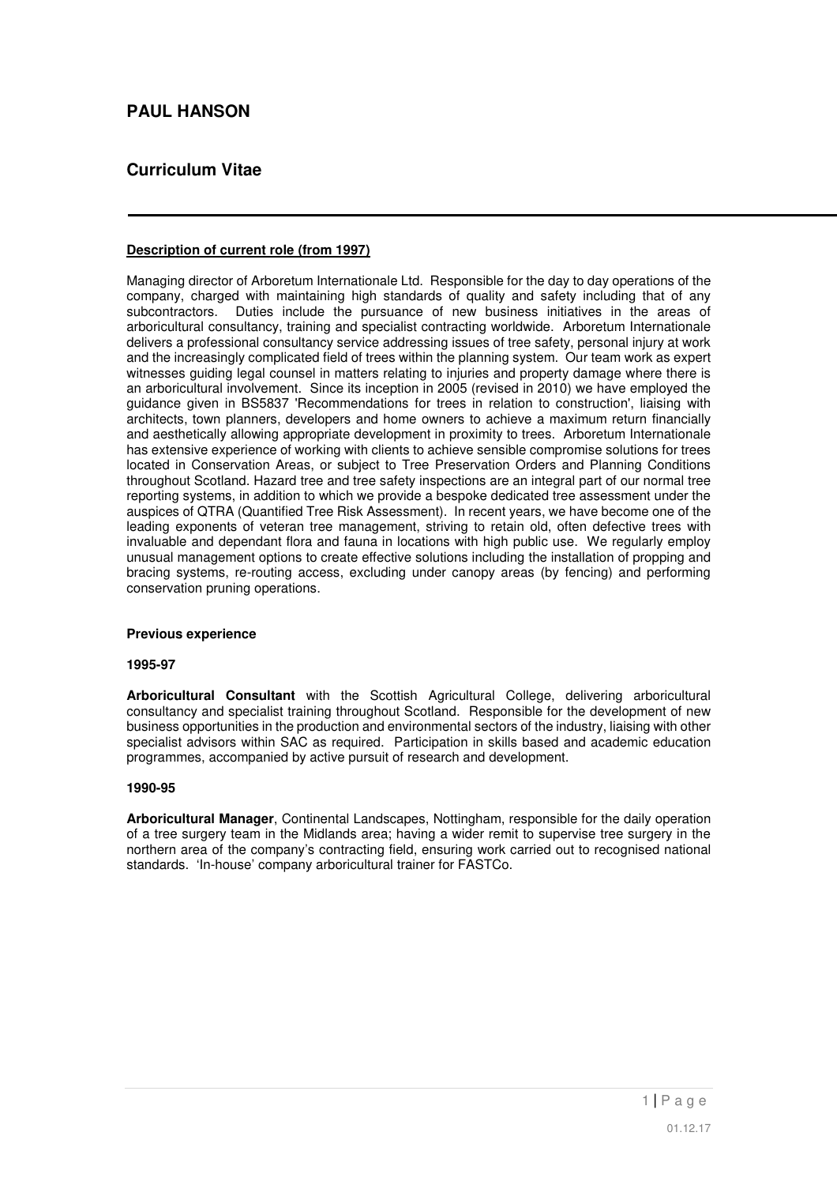# PAUL HANSON

## Curriculum Vitae

---

**Description of current role (from 1997)**

Managing director of Arboretum Internationale Ltd. Responsible for the day to day operations of the company, charged with maintaining high standards of quality and safety including that of any subcontractors. Duties include the pursuance of new business initiatives in the areas of arboricultural consultancy, training and specialist contracting worldwide. Arboretum Internationale delivers a professional consultancy service addressing issues of tree safety, personal injury at work and the increasingly complicated field of trees within the planning system. Our team work as expert witnesses guiding legal counsel in matters relating to injuries and property damage where there is an arboricultural involvement. Since its inception in 2005 (revised in 2010) we have employed the guidance given in BS5837 'Recommendations for trees in relation to construction', liaising with architects, town planners, developers and home owners to achieve a maximum return financially and aesthetically allowing appropriate development in proximity to trees. Arboretum Internationale has extensive experience of working with clients to achieve sensible compromise solutions for trees located in Conservation Areas, or subject to Tree Preservation Orders and Planning Conditions throughout Scotland. Hazard tree and tree safety inspections are an integral part of our normal tree reporting systems, in addition to which we provide a bespoke dedicated tree assessment under the auspices of QTRA (Quantified Tree Risk Assessment). In recent years, we have become one of the leading exponents of veteran tree management, striving to retain old, often defective trees with invaluable and dependant flora and fauna in locations with high public use. We regularly employ unusual management options to create effective solutions including the installation of propping and bracing systems, re-routing access, excluding under canopy areas (by fencing) and performing conservation pruning operations.

**Previous experience**

**1995-97**

**Arboricultural Consultant** with the Scottish Agricultural College, delivering arboricultural consultancy and specialist training throughout Scotland. Responsible for the development of new business opportunities in the production and environmental sectors of the industry, liaising with other specialist advisors within SAC as required. Participation in skills based and academic education programmes, accompanied by active pursuit of research and development.

**1990-95**

**Arboricultural Manager**, Continental Landscapes, Nottingham, responsible for the daily operation of a tree surgery team in the Midlands area; having a wider remit to supervise tree surgery in the northern area of the company's contracting field, ensuring work carried out to recognised national standards. 'In-house' company arboricultural trainer for FASTCo.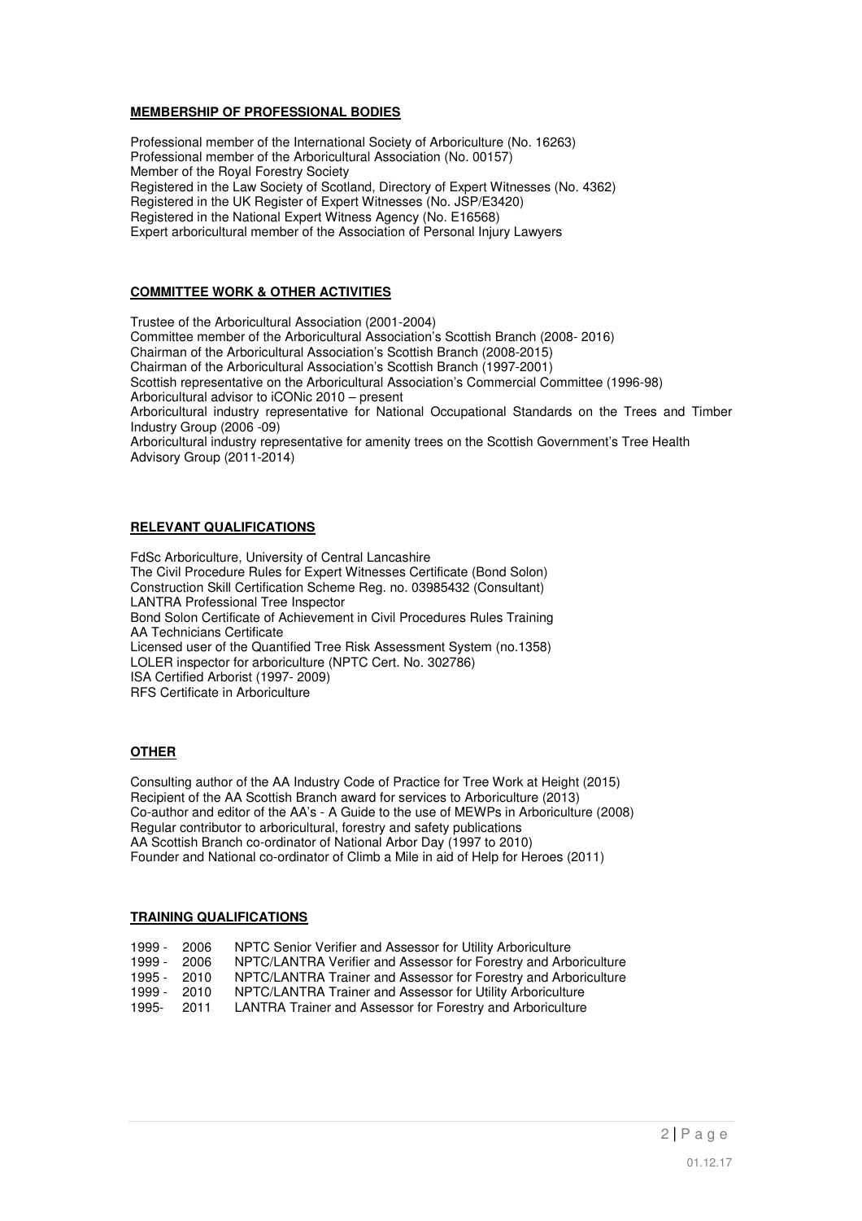## MEMBERSHIP OF PROFESSIONAL BODIES

Professional member of the International Society of Arboriculture (No. 16263)
Professional member of the Arboricultural Association (No. 00157)
Member of the Royal Forestry Society
Registered in the Law Society of Scotland, Directory of Expert Witnesses (No. 4362)
Registered in the UK Register of Expert Witnesses (No. JSP/E3420)
Registered in the National Expert Witness Agency (No. E16568)
Expert arboricultural member of the Association of Personal Injury Lawyers

## COMMITTEE WORK & OTHER ACTIVITIES

Trustee of the Arboricultural Association (2001-2004)
Committee member of the Arboricultural Association's Scottish Branch (2008- 2016)
Chairman of the Arboricultural Association's Scottish Branch (2008-2015)
Chairman of the Arboricultural Association's Scottish Branch (1997-2001)
Scottish representative on the Arboricultural Association's Commercial Committee (1996-98)
Arboricultural advisor to iCONic 2010 – present
Arboricultural industry representative for National Occupational Standards on the Trees and Timber Industry Group (2006 -09)
Arboricultural industry representative for amenity trees on the Scottish Government's Tree Health Advisory Group (2011-2014)

## RELEVANT QUALIFICATIONS

FdSc Arboriculture, University of Central Lancashire
The Civil Procedure Rules for Expert Witnesses Certificate (Bond Solon)
Construction Skill Certification Scheme Reg. no. 03985432 (Consultant)
LANTRA Professional Tree Inspector
Bond Solon Certificate of Achievement in Civil Procedures Rules Training
AA Technicians Certificate
Licensed user of the Quantified Tree Risk Assessment System (no.1358)
LOLER inspector for arboriculture (NPTC Cert. No. 302786)
ISA Certified Arborist (1997- 2009)
RFS Certificate in Arboriculture

## OTHER

Consulting author of the AA Industry Code of Practice for Tree Work at Height (2015)
Recipient of the AA Scottish Branch award for services to Arboriculture (2013)
Co-author and editor of the AA's - A Guide to the use of MEWPs in Arboriculture (2008)
Regular contributor to arboricultural, forestry and safety publications
AA Scottish Branch co-ordinator of National Arbor Day (1997 to 2010)
Founder and National co-ordinator of Climb a Mile in aid of Help for Heroes (2011)

## TRAINING QUALIFICATIONS

1999 - 2006 NPTC Senior Verifier and Assessor for Utility Arboriculture
1999 - 2006 NPTC/LANTRA Verifier and Assessor for Forestry and Arboriculture
1995 - 2010 NPTC/LANTRA Trainer and Assessor for Forestry and Arboriculture
1999 - 2010 NPTC/LANTRA Trainer and Assessor for Utility Arboriculture
1995- 2011 LANTRA Trainer and Assessor for Forestry and Arboriculture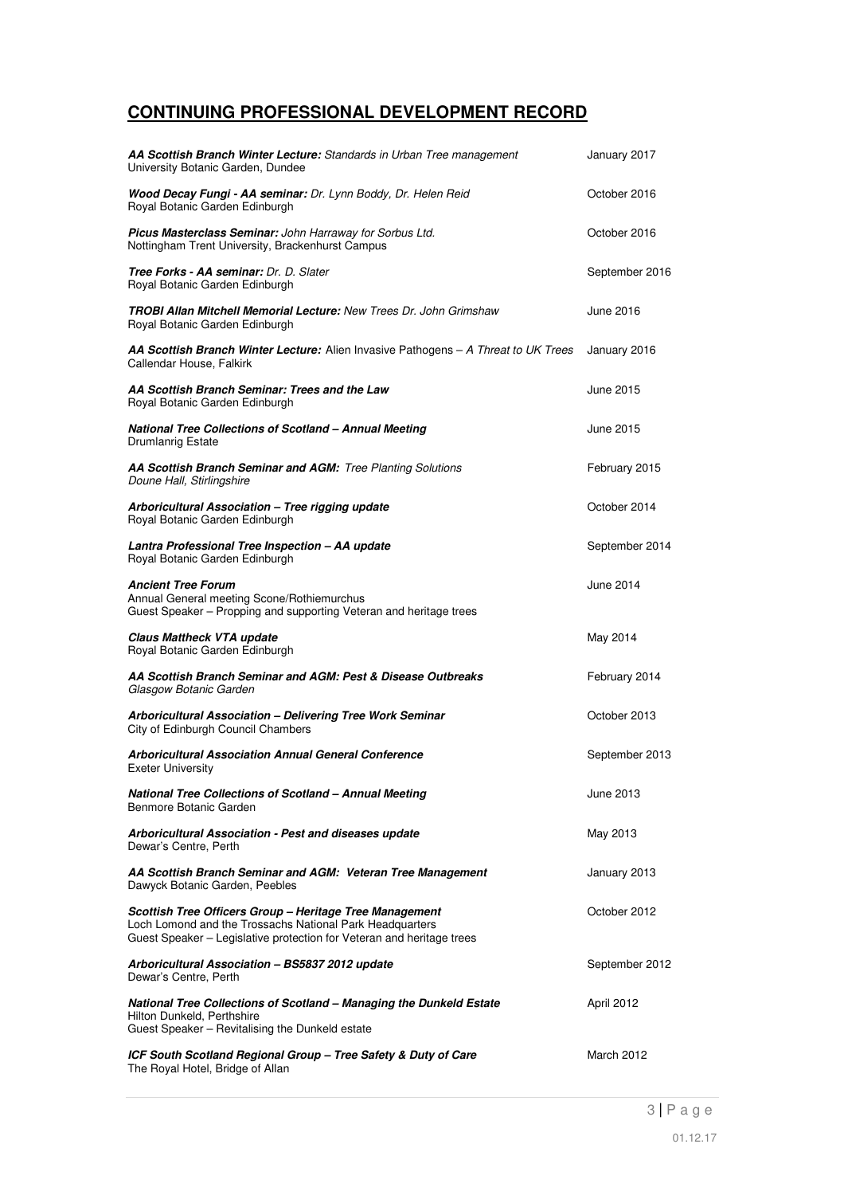## **CONTINUING PROFESSIONAL DEVELOPMENT RECORD**

| | |
|---|---|
| ***AA Scottish Branch Winter Lecture:*** *Standards in Urban Tree management*<br>University Botanic Garden, Dundee | January 2017 |
| ***Wood Decay Fungi - AA seminar:*** *Dr. Lynn Boddy, Dr. Helen Reid*<br>Royal Botanic Garden Edinburgh | October 2016 |
| ***Picus Masterclass Seminar:*** *John Harraway for Sorbus Ltd.*<br>Nottingham Trent University, Brackenhurst Campus | October 2016 |
| ***Tree Forks - AA seminar:*** *Dr. D. Slater*<br>Royal Botanic Garden Edinburgh | September 2016 |
| ***TROBI Allan Mitchell Memorial Lecture:*** *New Trees Dr. John Grimshaw*<br>Royal Botanic Garden Edinburgh | June 2016 |
| ***AA Scottish Branch Winter Lecture:*** Alien Invasive Pathogens – *A Threat to UK Trees*<br>Callendar House, Falkirk | January 2016 |
| ***AA Scottish Branch Seminar: Trees and the Law***<br>Royal Botanic Garden Edinburgh | June 2015 |
| ***National Tree Collections of Scotland – Annual Meeting***<br>Drumlanrig Estate | June 2015 |
| ***AA Scottish Branch Seminar and AGM:*** *Tree Planting Solutions*<br>*Doune Hall, Stirlingshire* | February 2015 |
| ***Arboricultural Association – Tree rigging update***<br>Royal Botanic Garden Edinburgh | October 2014 |
| ***Lantra Professional Tree Inspection – AA update***<br>Royal Botanic Garden Edinburgh | September 2014 |
| ***Ancient Tree Forum***<br>Annual General meeting Scone/Rothiemurchus<br>Guest Speaker – Propping and supporting Veteran and heritage trees | June 2014 |
| ***Claus Mattheck VTA update***<br>Royal Botanic Garden Edinburgh | May 2014 |
| ***AA Scottish Branch Seminar and AGM: Pest & Disease Outbreaks***<br>*Glasgow Botanic Garden* | February 2014 |
| ***Arboricultural Association – Delivering Tree Work Seminar***<br>City of Edinburgh Council Chambers | October 2013 |
| ***Arboricultural Association Annual General Conference***<br>Exeter University | September 2013 |
| ***National Tree Collections of Scotland – Annual Meeting***<br>Benmore Botanic Garden | June 2013 |
| ***Arboricultural Association - Pest and diseases update***<br>Dewar's Centre, Perth | May 2013 |
| ***AA Scottish Branch Seminar and AGM: Veteran Tree Management***<br>Dawyck Botanic Garden, Peebles | January 2013 |
| ***Scottish Tree Officers Group – Heritage Tree Management***<br>Loch Lomond and the Trossachs National Park Headquarters<br>Guest Speaker – Legislative protection for Veteran and heritage trees | October 2012 |
| ***Arboricultural Association – BS5837 2012 update***<br>Dewar's Centre, Perth | September 2012 |
| ***National Tree Collections of Scotland – Managing the Dunkeld Estate***<br>Hilton Dunkeld, Perthshire<br>Guest Speaker – Revitalising the Dunkeld estate | April 2012 |
| ***ICF South Scotland Regional Group – Tree Safety & Duty of Care***<br>The Royal Hotel, Bridge of Allan | March 2012 |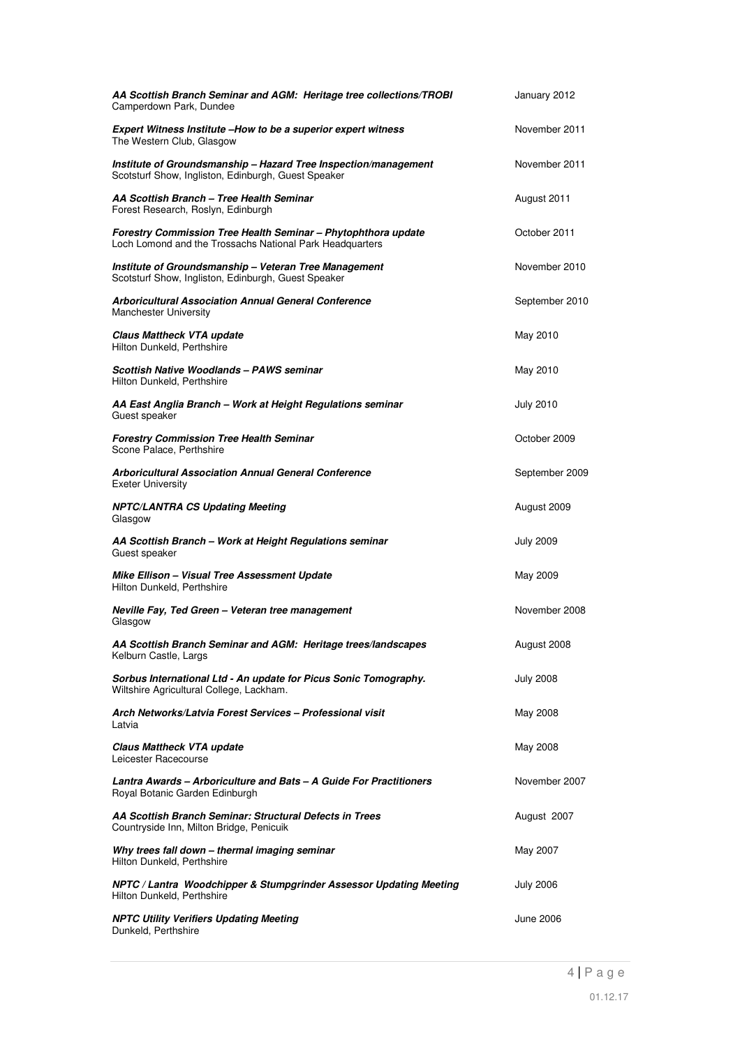***AA Scottish Branch Seminar and AGM: Heritage tree collections/TROBI*** — January 2012
Camperdown Park, Dundee

***Expert Witness Institute –How to be a superior expert witness*** — November 2011
The Western Club, Glasgow

***Institute of Groundsmanship – Hazard Tree Inspection/management*** — November 2011
Scotsturf Show, Ingliston, Edinburgh, Guest Speaker

***AA Scottish Branch – Tree Health Seminar*** — August 2011
Forest Research, Roslyn, Edinburgh

***Forestry Commission Tree Health Seminar – Phytophthora update*** — October 2011
Loch Lomond and the Trossachs National Park Headquarters

***Institute of Groundsmanship – Veteran Tree Management*** — November 2010
Scotsturf Show, Ingliston, Edinburgh, Guest Speaker

***Arboricultural Association Annual General Conference*** — September 2010
Manchester University

***Claus Mattheck VTA update*** — May 2010
Hilton Dunkeld, Perthshire

***Scottish Native Woodlands – PAWS seminar*** — May 2010
Hilton Dunkeld, Perthshire

***AA East Anglia Branch – Work at Height Regulations seminar*** — July 2010
Guest speaker

***Forestry Commission Tree Health Seminar*** — October 2009
Scone Palace, Perthshire

***Arboricultural Association Annual General Conference*** — September 2009
Exeter University

***NPTC/LANTRA CS Updating Meeting*** — August 2009
Glasgow

***AA Scottish Branch – Work at Height Regulations seminar*** — July 2009
Guest speaker

***Mike Ellison – Visual Tree Assessment Update*** — May 2009
Hilton Dunkeld, Perthshire

***Neville Fay, Ted Green – Veteran tree management*** — November 2008
Glasgow

***AA Scottish Branch Seminar and AGM: Heritage trees/landscapes*** — August 2008
Kelburn Castle, Largs

***Sorbus International Ltd - An update for Picus Sonic Tomography.*** — July 2008
Wiltshire Agricultural College, Lackham.

***Arch Networks/Latvia Forest Services – Professional visit*** — May 2008
Latvia

***Claus Mattheck VTA update*** — May 2008
Leicester Racecourse

***Lantra Awards – Arboriculture and Bats – A Guide For Practitioners*** — November 2007
Royal Botanic Garden Edinburgh

***AA Scottish Branch Seminar: Structural Defects in Trees*** — August 2007
Countryside Inn, Milton Bridge, Penicuik

***Why trees fall down – thermal imaging seminar*** — May 2007
Hilton Dunkeld, Perthshire

***NPTC / Lantra Woodchipper & Stumpgrinder Assessor Updating Meeting*** — July 2006
Hilton Dunkeld, Perthshire

***NPTC Utility Verifiers Updating Meeting*** — June 2006
Dunkeld, Perthshire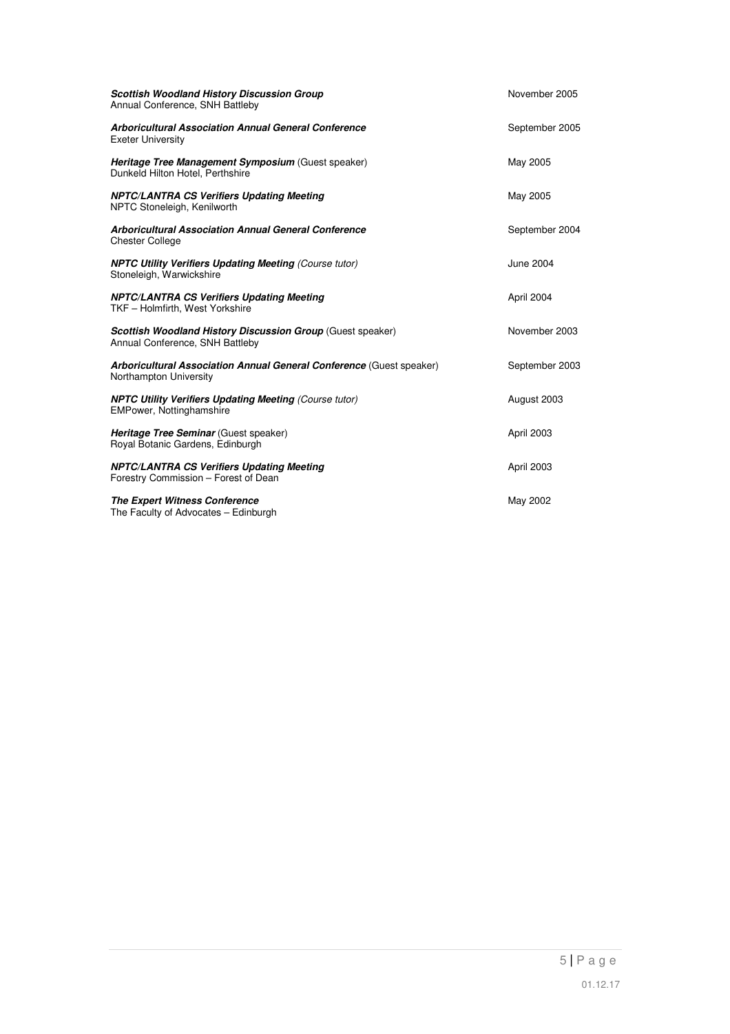***Scottish Woodland History Discussion Group*** — November 2005
Annual Conference, SNH Battleby

***Arboricultural Association Annual General Conference*** — September 2005
Exeter University

***Heritage Tree Management Symposium*** (Guest speaker) — May 2005
Dunkeld Hilton Hotel, Perthshire

***NPTC/LANTRA CS Verifiers Updating Meeting*** — May 2005
NPTC Stoneleigh, Kenilworth

***Arboricultural Association Annual General Conference*** — September 2004
Chester College

***NPTC Utility Verifiers Updating Meeting*** *(Course tutor)* — June 2004
Stoneleigh, Warwickshire

***NPTC/LANTRA CS Verifiers Updating Meeting*** — April 2004
TKF – Holmfirth, West Yorkshire

***Scottish Woodland History Discussion Group*** (Guest speaker) — November 2003
Annual Conference, SNH Battleby

***Arboricultural Association Annual General Conference*** (Guest speaker) — September 2003
Northampton University

***NPTC Utility Verifiers Updating Meeting*** *(Course tutor)* — August 2003
EMPower, Nottinghamshire

***Heritage Tree Seminar*** (Guest speaker) — April 2003
Royal Botanic Gardens, Edinburgh

***NPTC/LANTRA CS Verifiers Updating Meeting*** — April 2003
Forestry Commission – Forest of Dean

***The Expert Witness Conference*** — May 2002
The Faculty of Advocates – Edinburgh